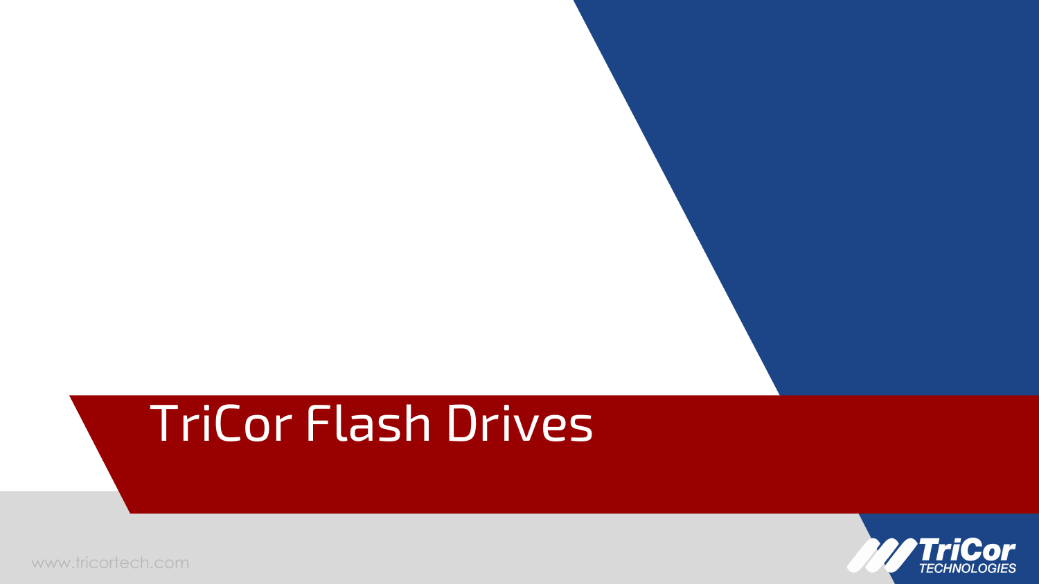# TriCor Flash Drives

www.tricortech.com

TriCor TECHNOLOGIES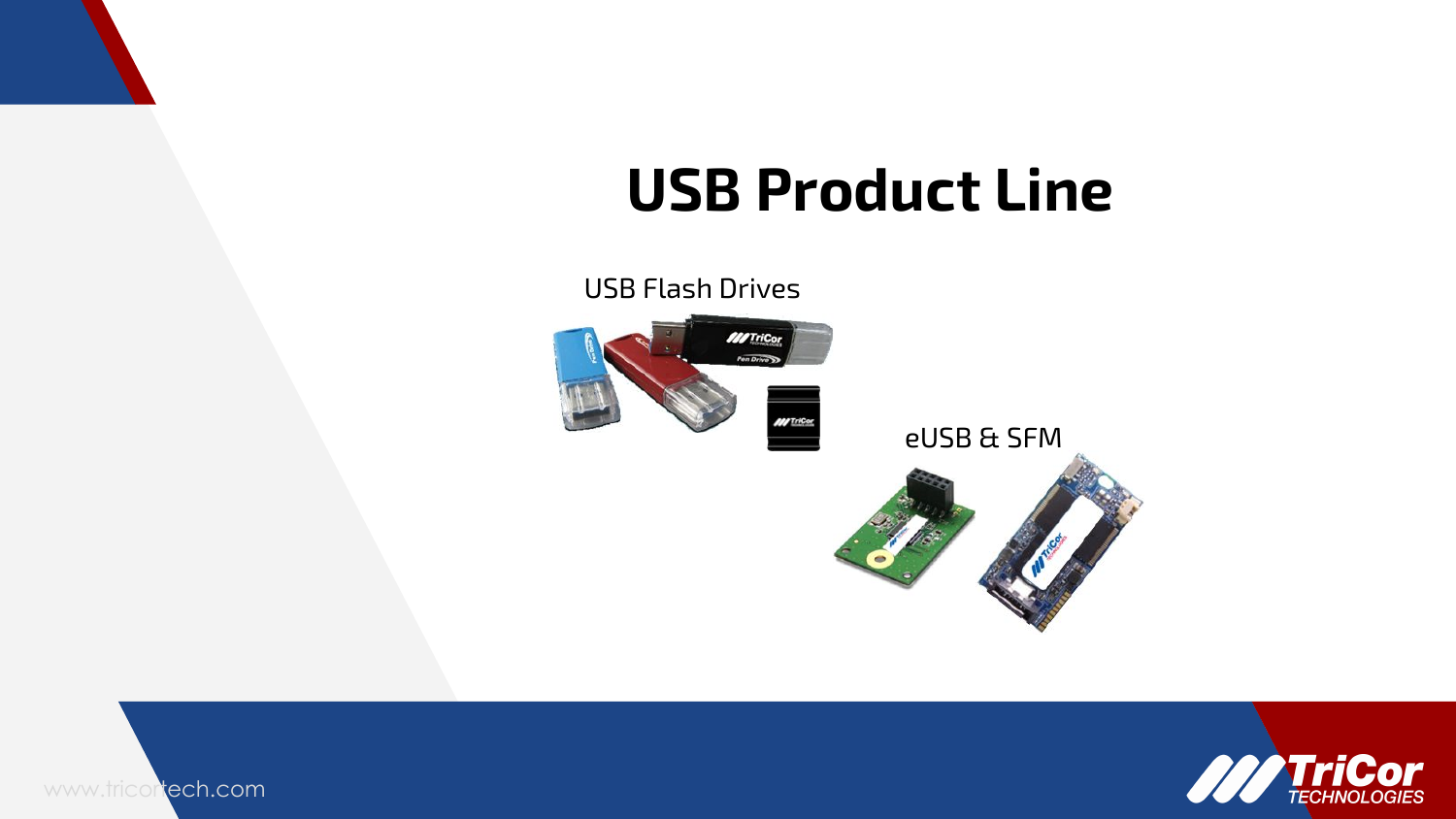# USB Product Line

USB Flash Drives

eUSB & SFM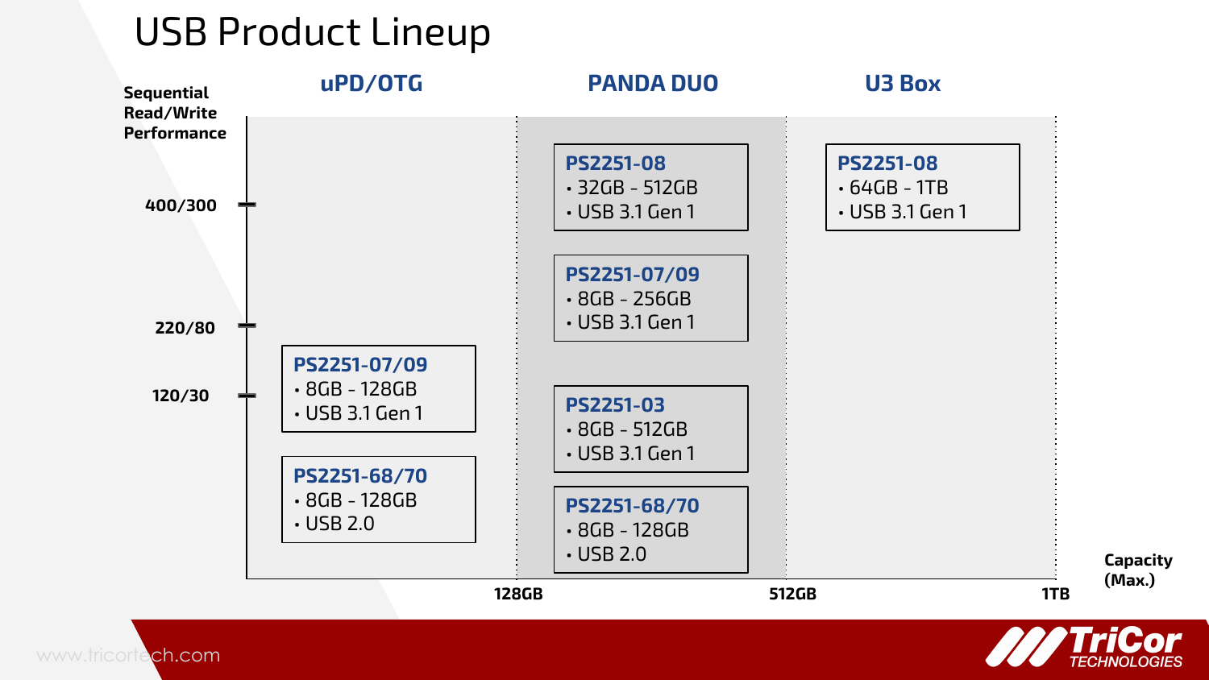# USB Product Lineup

Sequential Read/Write Performance (axis: 120/30, 220/80, 400/300) vs. Capacity (Max.) (axis: 128GB, 512GB, 1TB)

## uPD/OTG

**PS2251-07/09**
- 8GB - 128GB
- USB 3.1 Gen 1

**PS2251-68/70**
- 8GB - 128GB
- USB 2.0

## PANDA DUO

**PS2251-08**
- 32GB - 512GB
- USB 3.1 Gen 1

**PS2251-07/09**
- 8GB - 256GB
- USB 3.1 Gen 1

**PS2251-03**
- 8GB - 512GB
- USB 3.1 Gen 1

**PS2251-68/70**
- 8GB - 128GB
- USB 2.0

## U3 Box

**PS2251-08**
- 64GB - 1TB
- USB 3.1 Gen 1

www.tricortech.com

TriCor TECHNOLOGIES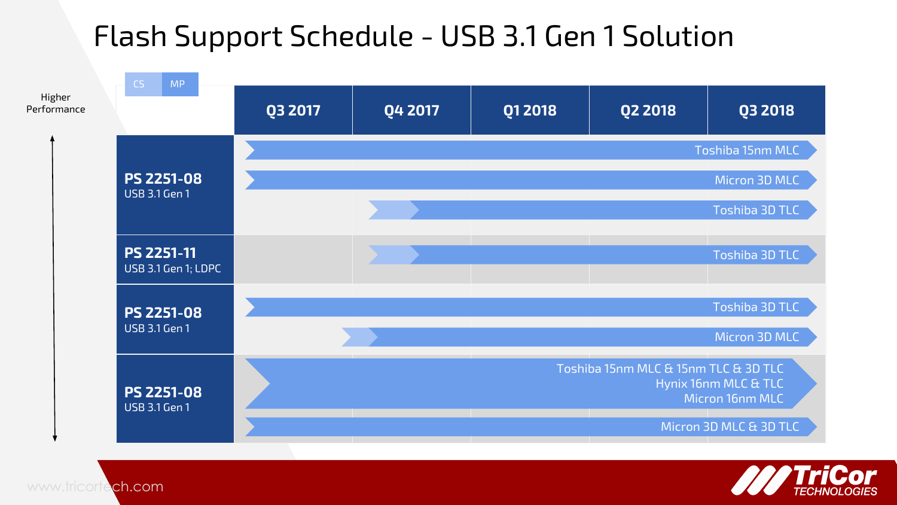# Flash Support Schedule - USB 3.1 Gen 1 Solution

Legend: CS | MP

Higher Performance (arrow from bottom to top)

| Controller | Q3 2017 | Q4 2017 | Q1 2018 | Q2 2018 | Q3 2018 |
|---|---|---|---|---|---|
| **PS 2251-08** USB 3.1 Gen 1 | Toshiba 15nm MLC | | | | |
| | Micron 3D MLC | | | | |
| | | Toshiba 3D TLC | | | |
| **PS 2251-11** USB 3.1 Gen 1; LDPC | | Toshiba 3D TLC | | | |
| **PS 2251-08** USB 3.1 Gen 1 | Toshiba 3D TLC | | | | |
| | Micron 3D MLC | | | | |
| **PS 2251-08** USB 3.1 Gen 1 | Toshiba 15nm MLC & 15nm TLC & 3D TLC<br>Hynix 16nm MLC & TLC<br>Micron 16nm MLC | | | | |
| | Micron 3D MLC & 3D TLC | | | | |

www.tricortech.com

TriCor TECHNOLOGIES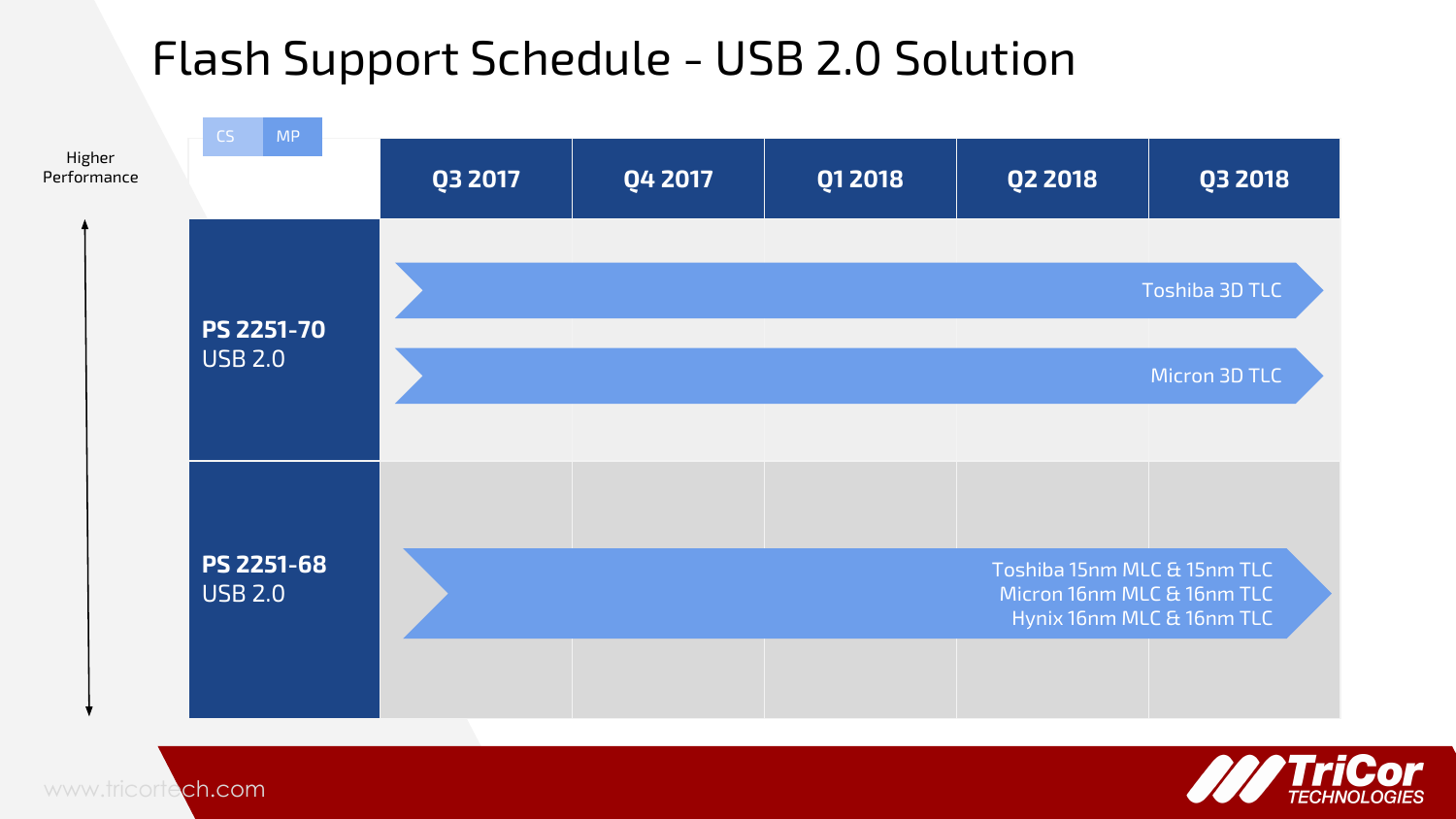# Flash Support Schedule - USB 2.0 Solution

CS | MP

Higher Performance

| | Q3 2017 | Q4 2017 | Q1 2018 | Q2 2018 | Q3 2018 |
|---|---|---|---|---|---|
| **PS 2251-70** USB 2.0 | Toshiba 3D TLC | | | | |
| | Micron 3D TLC | | | | |
| **PS 2251-68** USB 2.0 | Toshiba 15nm MLC & 15nm TLC<br>Micron 16nm MLC & 16nm TLC<br>Hynix 16nm MLC & 16nm TLC | | | | |

www.tricortech.com

TriCor TECHNOLOGIES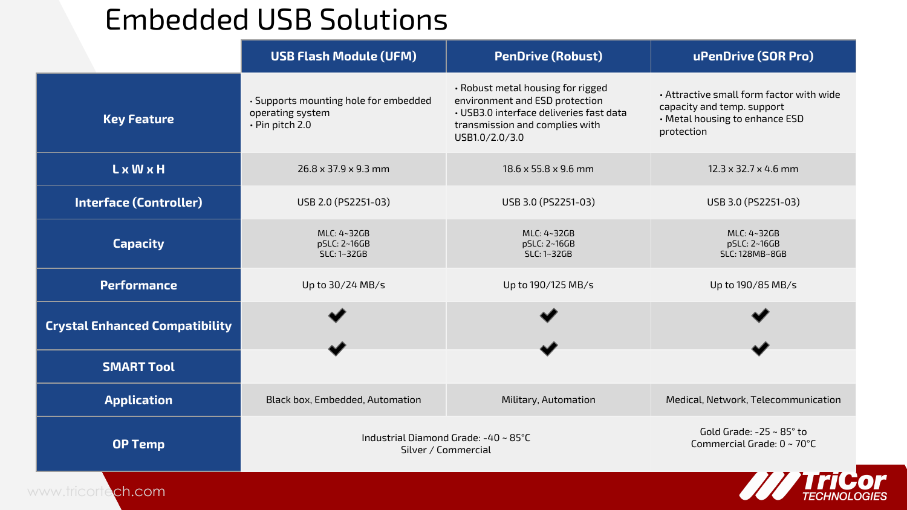# Embedded USB Solutions

| | USB Flash Module (UFM) | PenDrive (Robust) | uPenDrive (SOR Pro) |
|---|---|---|---|
| **Key Feature** | • Supports mounting hole for embedded operating system<br>• Pin pitch 2.0 | • Robust metal housing for rigged environment and ESD protection<br>• USB3.0 interface deliveries fast data transmission and complies with USB1.0/2.0/3.0 | • Attractive small form factor with wide capacity and temp. support<br>• Metal housing to enhance ESD protection |
| **L x W x H** | 26.8 x 37.9 x 9.3 mm | 18.6 x 55.8 x 9.6 mm | 12.3 x 32.7 x 4.6 mm |
| **Interface (Controller)** | USB 2.0 (PS2251-03) | USB 3.0 (PS2251-03) | USB 3.0 (PS2251-03) |
| **Capacity** | MLC: 4~32GB<br>pSLC: 2~16GB<br>SLC: 1~32GB | MLC: 4~32GB<br>pSLC: 2~16GB<br>SLC: 1~32GB | MLC: 4~32GB<br>pSLC: 2~16GB<br>SLC: 128MB~8GB |
| **Performance** | Up to 30/24 MB/s | Up to 190/125 MB/s | Up to 190/85 MB/s |
| **Crystal Enhanced Compatibility** | ✔ | ✔ | ✔ |
| **SMART Tool** | ✔ | ✔ | ✔ |
| **Application** | Black box, Embedded, Automation | Military, Automation | Medical, Network, Telecommunication |
| **OP Temp** | Industrial Diamond Grade: -40 ~ 85°C<br>Silver / Commercial | | Gold Grade: -25 ~ 85° to<br>Commercial Grade: 0 ~ 70°C |

www.tricortech.com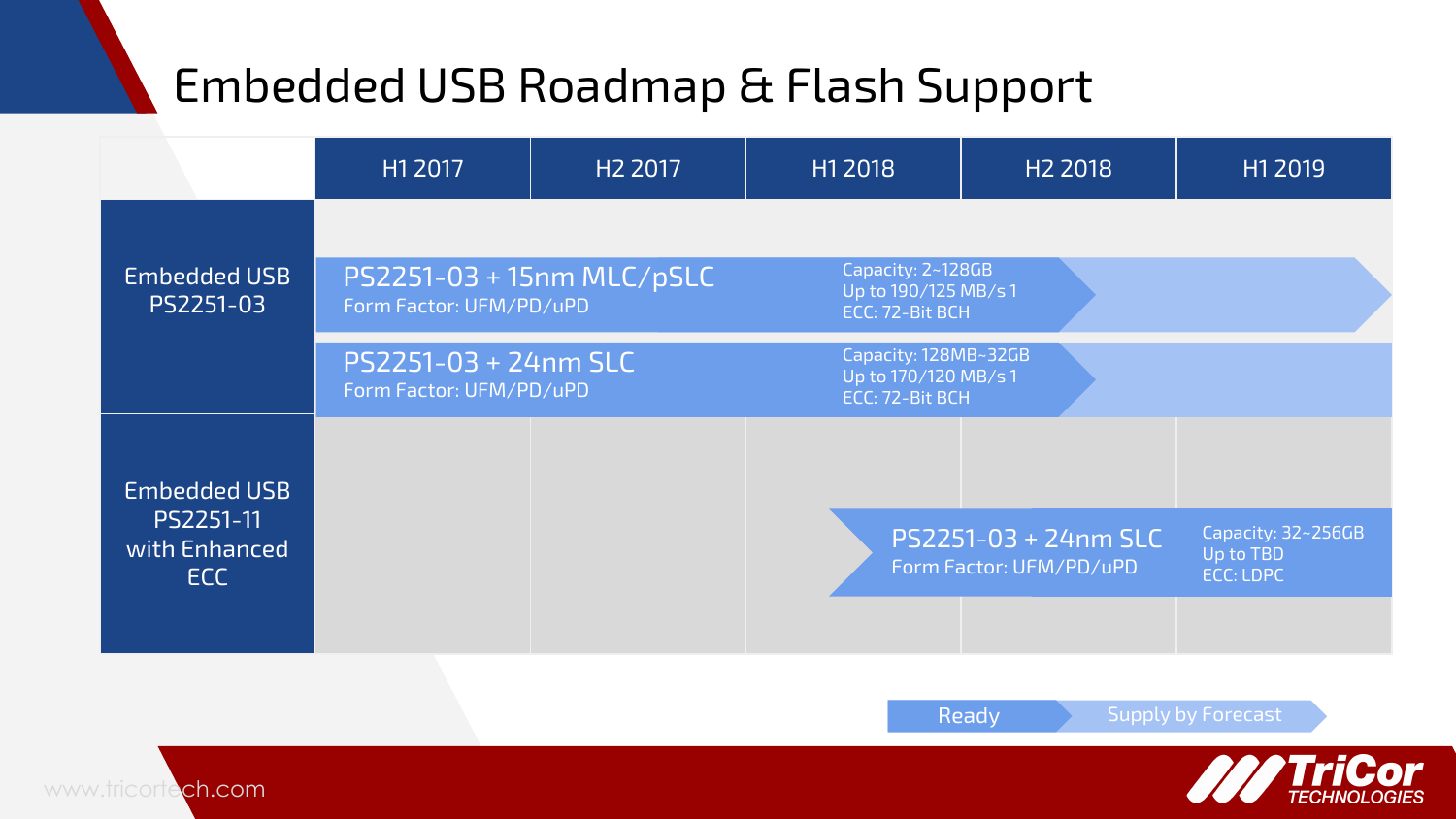# Embedded USB Roadmap & Flash Support

| | H1 2017 | H2 2017 | H1 2018 | H2 2018 | H1 2019 |
|---|---|---|---|---|---|
| Embedded USB PS2251-03 | PS2251-03 + 15nm MLC/pSLC<br>Form Factor: UFM/PD/uPD | | Capacity: 2~128GB<br>Up to 190/125 MB/s 1<br>ECC: 72-Bit BCH | | |
| | PS2251-03 + 24nm SLC<br>Form Factor: UFM/PD/uPD | | Capacity: 128MB~32GB<br>Up to 170/120 MB/s 1<br>ECC: 72-Bit BCH | | |
| Embedded USB PS2251-11 with Enhanced ECC | | | | PS2251-03 + 24nm SLC<br>Form Factor: UFM/PD/uPD | Capacity: 32~256GB<br>Up to TBD<br>ECC: LDPC |

Ready | Supply by Forecast

www.tricortech.com

TriCor TECHNOLOGIES